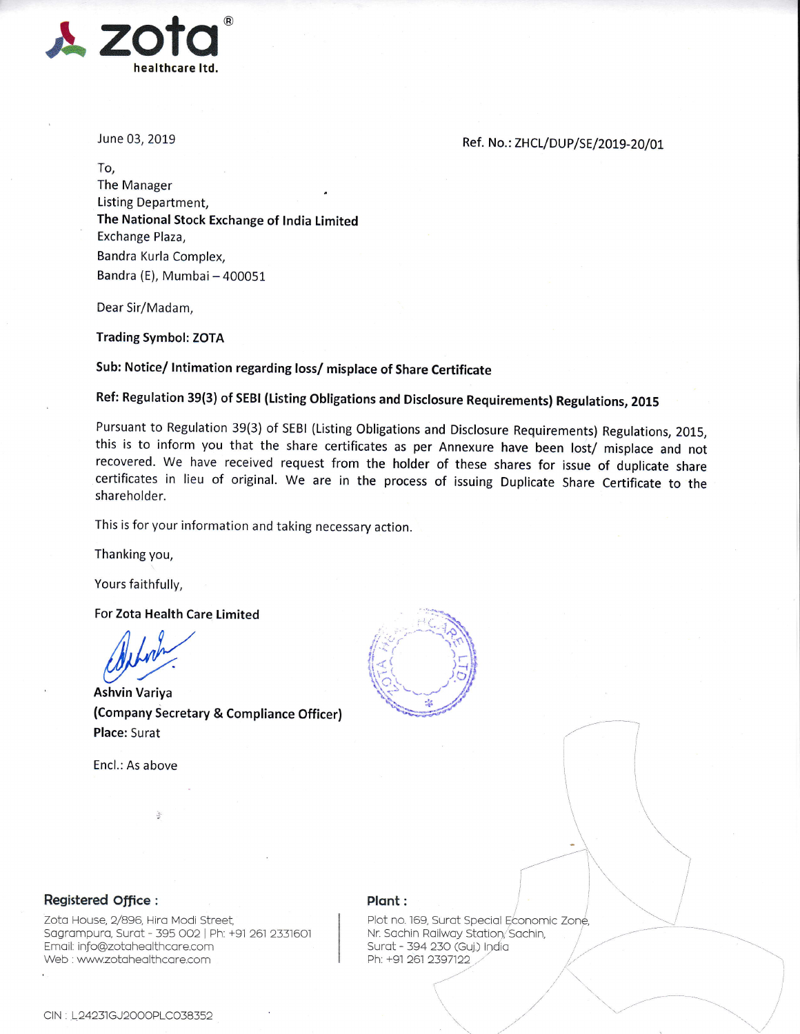**zota®**
**healthcare ltd.**

June 03, 2019

Ref. No.: ZHCL/DUP/SE/2019-20/01

To,
The Manager
Listing Department,
**The National Stock Exchange of India Limited**
Exchange Plaza,
Bandra Kurla Complex,
Bandra (E), Mumbai – 400051

Dear Sir/Madam,

**Trading Symbol: ZOTA**

**Sub: Notice/ Intimation regarding loss/ misplace of Share Certificate**

**Ref: Regulation 39(3) of SEBI (Listing Obligations and Disclosure Requirements) Regulations, 2015**

Pursuant to Regulation 39(3) of SEBI (Listing Obligations and Disclosure Requirements) Regulations, 2015, this is to inform you that the share certificates as per Annexure have been lost/ misplace and not recovered. We have received request from the holder of these shares for issue of duplicate share certificates in lieu of original. We are in the process of issuing Duplicate Share Certificate to the shareholder.

This is for your information and taking necessary action.

Thanking you,

Yours faithfully,

For **Zota Health Care Limited**

**Ashvin Variya**
**(Company Secretary & Compliance Officer)**
**Place:** Surat

Encl.: As above

**Registered Office :**
Zota House, 2/896, Hira Modi Street,
Sagrampura, Surat - 395 002 | Ph: +91 261 2331601
Email: info@zotahealthcare.com
Web : www.zotahealthcare.com

**Plant :**
Plot no. 169, Surat Special Economic Zone,
Nr. Sachin Railway Station, Sachin,
Surat - 394 230 (Guj.) India
Ph: +91 261 2397122

CIN : L24231GJ2000PLC038352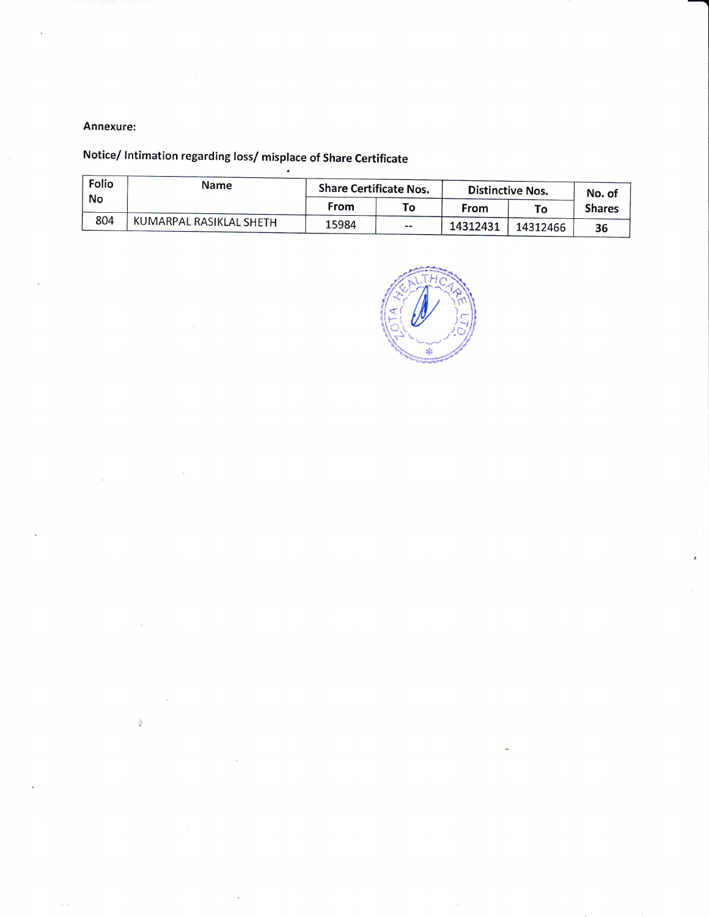Annexure:

Notice/ Intimation regarding loss/ misplace of Share Certificate

| Folio No | Name | Share Certificate Nos. | | Distinctive Nos. | | No. of Shares |
|---|---|---|---|---|---|---|
| | | From | To | From | To | |
| 804 | KUMARPAL RASIKLAL SHETH | 15984 | -- | 14312431 | 14312466 | 36 |

ZOTA HEALTHCARE LTD.